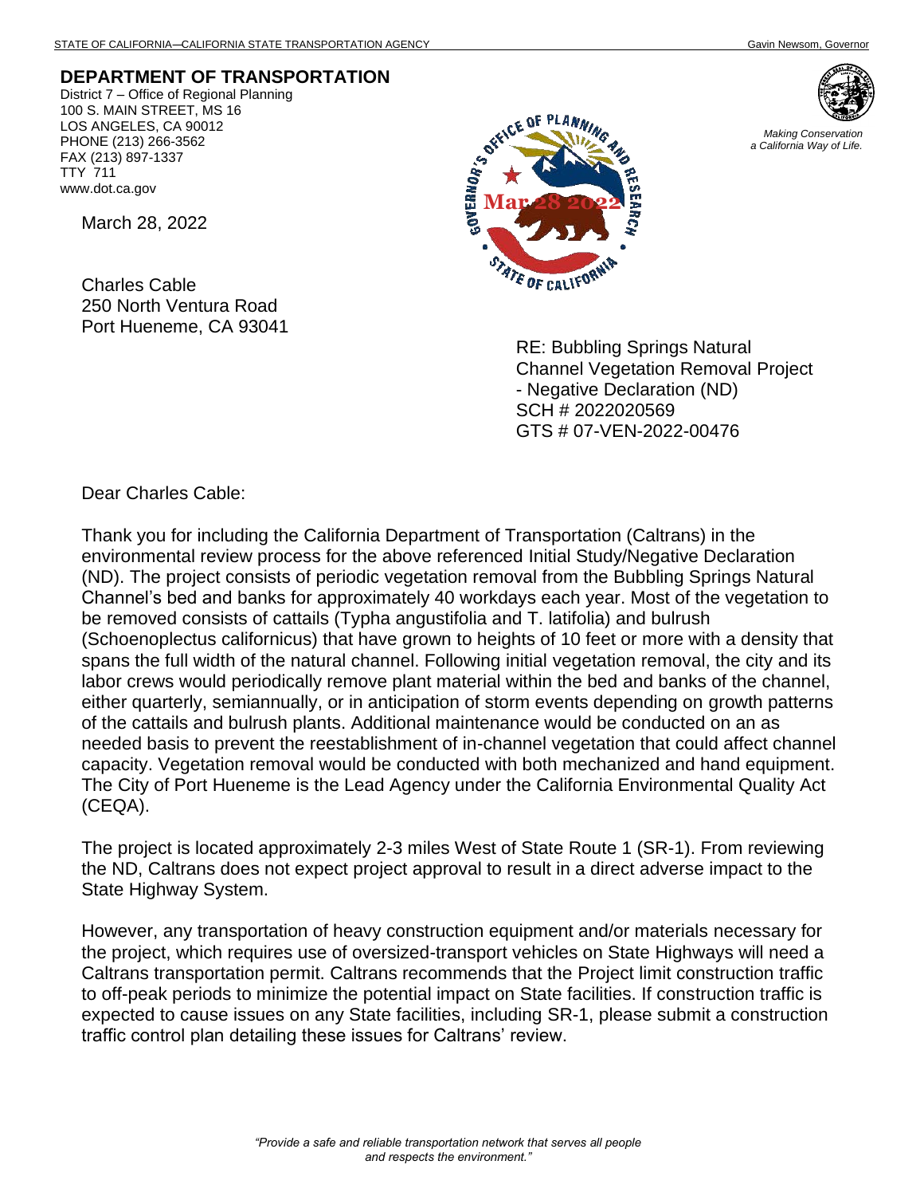STATE OF CALIFORNIA—CALIFORNIA STATE TRANSPORTATION AGENCY Gavin Newsom, Governor

**DEPARTMENT OF TRANSPORTATION**
District 7 – Office of Regional Planning
100 S. MAIN STREET, MS 16
LOS ANGELES, CA 90012
PHONE (213) 266-3562
FAX (213) 897-1337
TTY 711
www.dot.ca.gov

*Making Conservation a California Way of Life.*

March 28, 2022

Charles Cable
250 North Ventura Road
Port Hueneme, CA 93041

RE: Bubbling Springs Natural Channel Vegetation Removal Project - Negative Declaration (ND)
SCH # 2022020569
GTS # 07-VEN-2022-00476

Dear Charles Cable:

Thank you for including the California Department of Transportation (Caltrans) in the environmental review process for the above referenced Initial Study/Negative Declaration (ND). The project consists of periodic vegetation removal from the Bubbling Springs Natural Channel's bed and banks for approximately 40 workdays each year. Most of the vegetation to be removed consists of cattails (Typha angustifolia and T. latifolia) and bulrush (Schoenoplectus californicus) that have grown to heights of 10 feet or more with a density that spans the full width of the natural channel. Following initial vegetation removal, the city and its labor crews would periodically remove plant material within the bed and banks of the channel, either quarterly, semiannually, or in anticipation of storm events depending on growth patterns of the cattails and bulrush plants. Additional maintenance would be conducted on an as needed basis to prevent the reestablishment of in-channel vegetation that could affect channel capacity. Vegetation removal would be conducted with both mechanized and hand equipment. The City of Port Hueneme is the Lead Agency under the California Environmental Quality Act (CEQA).

The project is located approximately 2-3 miles West of State Route 1 (SR-1). From reviewing the ND, Caltrans does not expect project approval to result in a direct adverse impact to the State Highway System.

However, any transportation of heavy construction equipment and/or materials necessary for the project, which requires use of oversized-transport vehicles on State Highways will need a Caltrans transportation permit. Caltrans recommends that the Project limit construction traffic to off-peak periods to minimize the potential impact on State facilities. If construction traffic is expected to cause issues on any State facilities, including SR-1, please submit a construction traffic control plan detailing these issues for Caltrans' review.

*"Provide a safe and reliable transportation network that serves all people and respects the environment."*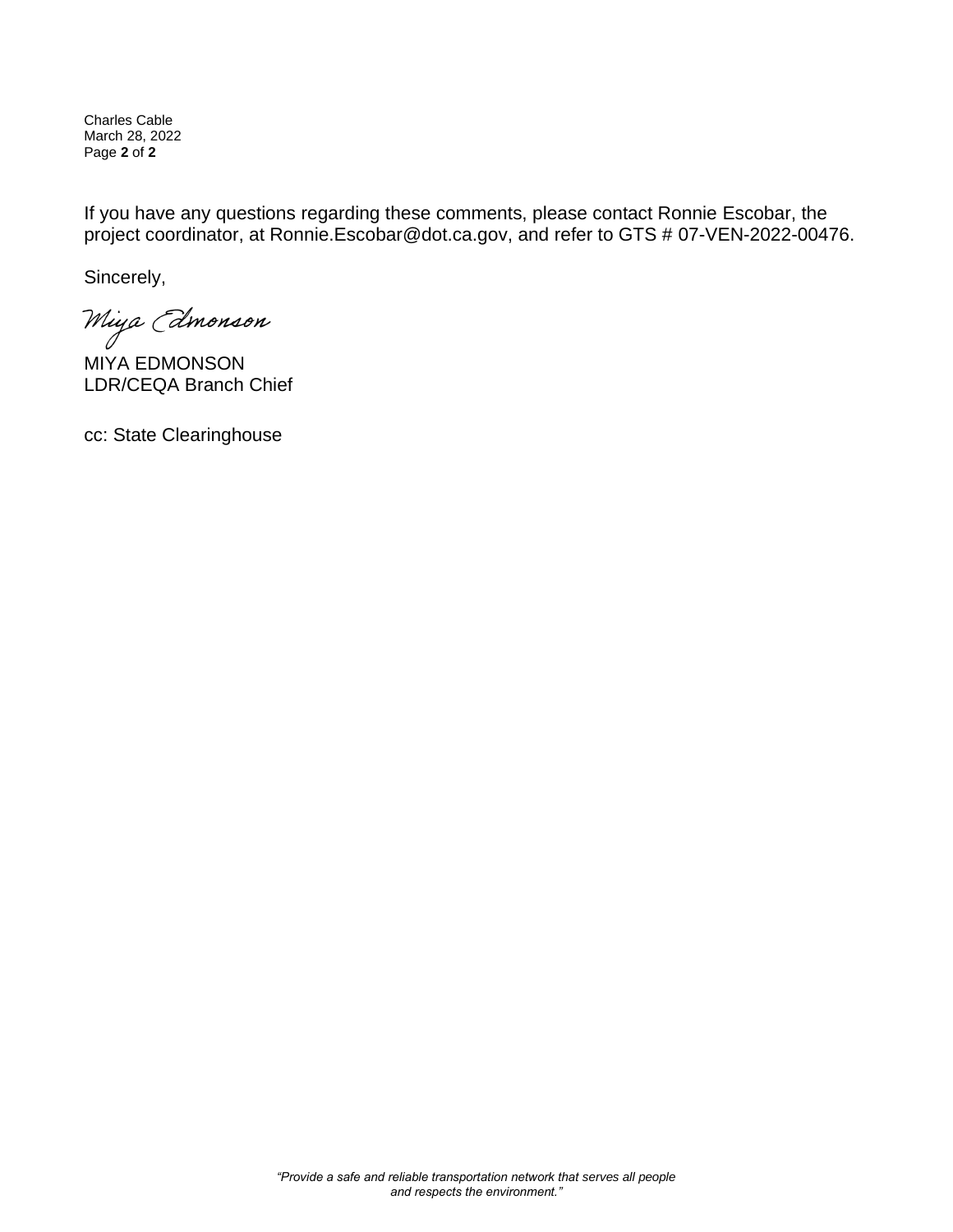If you have any questions regarding these comments, please contact Ronnie Escobar, the project coordinator, at Ronnie.Escobar@dot.ca.gov, and refer to GTS # 07-VEN-2022-00476.

Sincerely,

*Miya Edmonson*

MIYA EDMONSON
LDR/CEQA Branch Chief

cc: State Clearinghouse